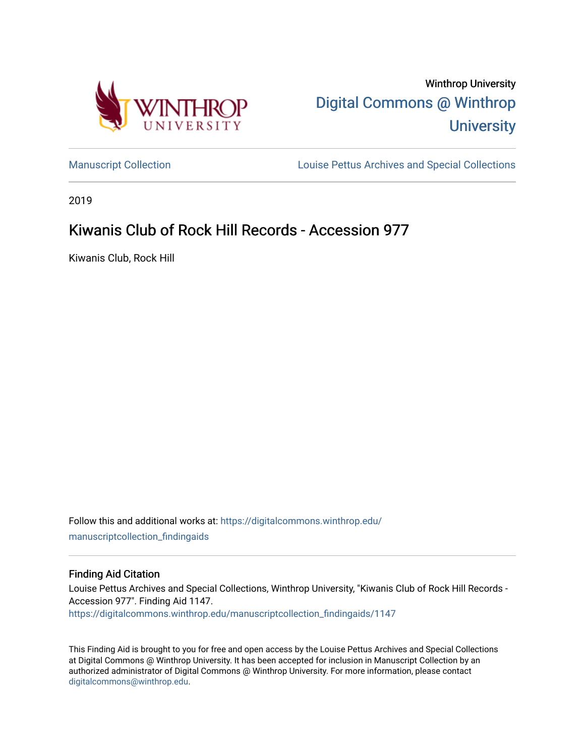Winthrop University

Digital Commons @ Winthrop University

Manuscript Collection

Louise Pettus Archives and Special Collections

2019

# Kiwanis Club of Rock Hill Records - Accession 977

Kiwanis Club, Rock Hill

Follow this and additional works at: https://digitalcommons.winthrop.edu/manuscriptcollection_findingaids

## Finding Aid Citation

Louise Pettus Archives and Special Collections, Winthrop University, "Kiwanis Club of Rock Hill Records - Accession 977". Finding Aid 1147.
https://digitalcommons.winthrop.edu/manuscriptcollection_findingaids/1147

This Finding Aid is brought to you for free and open access by the Louise Pettus Archives and Special Collections at Digital Commons @ Winthrop University. It has been accepted for inclusion in Manuscript Collection by an authorized administrator of Digital Commons @ Winthrop University. For more information, please contact digitalcommons@winthrop.edu.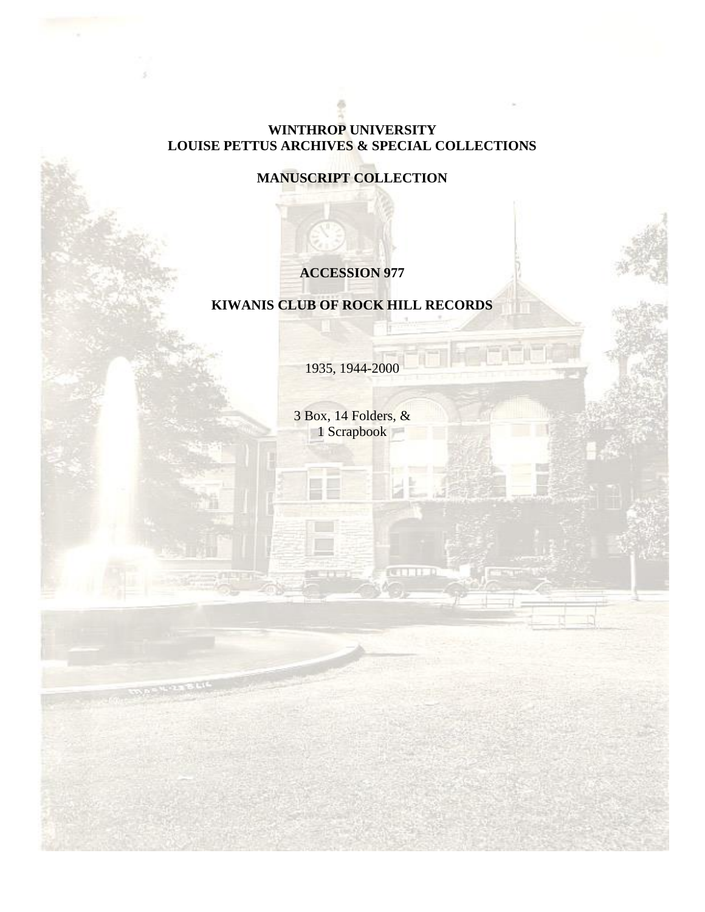**WINTHROP UNIVERSITY**
**LOUISE PETTUS ARCHIVES & SPECIAL COLLECTIONS**

**MANUSCRIPT COLLECTION**

**ACCESSION 977**

**KIWANIS CLUB OF ROCK HILL RECORDS**

1935, 1944-2000

3 Box, 14 Folders, &
1 Scrapbook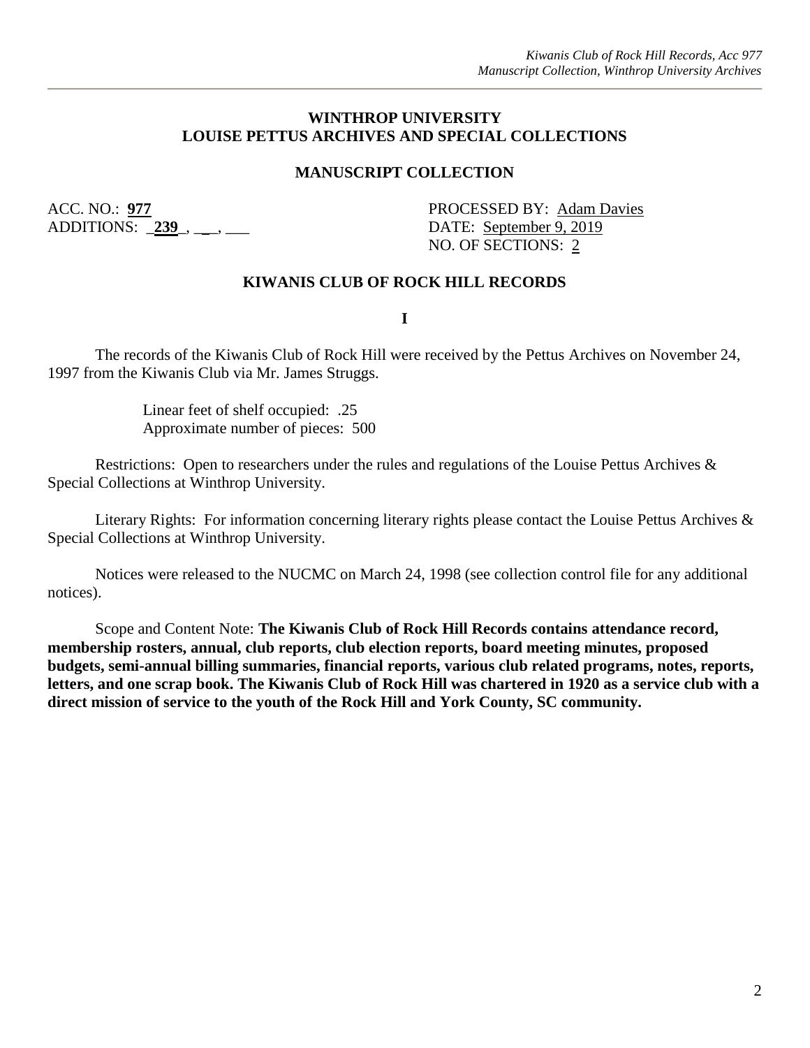**WINTHROP UNIVERSITY**
**LOUISE PETTUS ARCHIVES AND SPECIAL COLLECTIONS**

**MANUSCRIPT COLLECTION**

ACC. NO.: **977**
ADDITIONS: _**239**_, ___, ___

PROCESSED BY: Adam Davies
DATE: September 9, 2019
NO. OF SECTIONS: 2

**KIWANIS CLUB OF ROCK HILL RECORDS**

**I**

The records of the Kiwanis Club of Rock Hill were received by the Pettus Archives on November 24, 1997 from the Kiwanis Club via Mr. James Struggs.

Linear feet of shelf occupied: .25
Approximate number of pieces: 500

Restrictions: Open to researchers under the rules and regulations of the Louise Pettus Archives & Special Collections at Winthrop University.

Literary Rights: For information concerning literary rights please contact the Louise Pettus Archives & Special Collections at Winthrop University.

Notices were released to the NUCMC on March 24, 1998 (see collection control file for any additional notices).

Scope and Content Note: **The Kiwanis Club of Rock Hill Records contains attendance record, membership rosters, annual, club reports, club election reports, board meeting minutes, proposed budgets, semi-annual billing summaries, financial reports, various club related programs, notes, reports, letters, and one scrap book. The Kiwanis Club of Rock Hill was chartered in 1920 as a service club with a direct mission of service to the youth of the Rock Hill and York County, SC community.**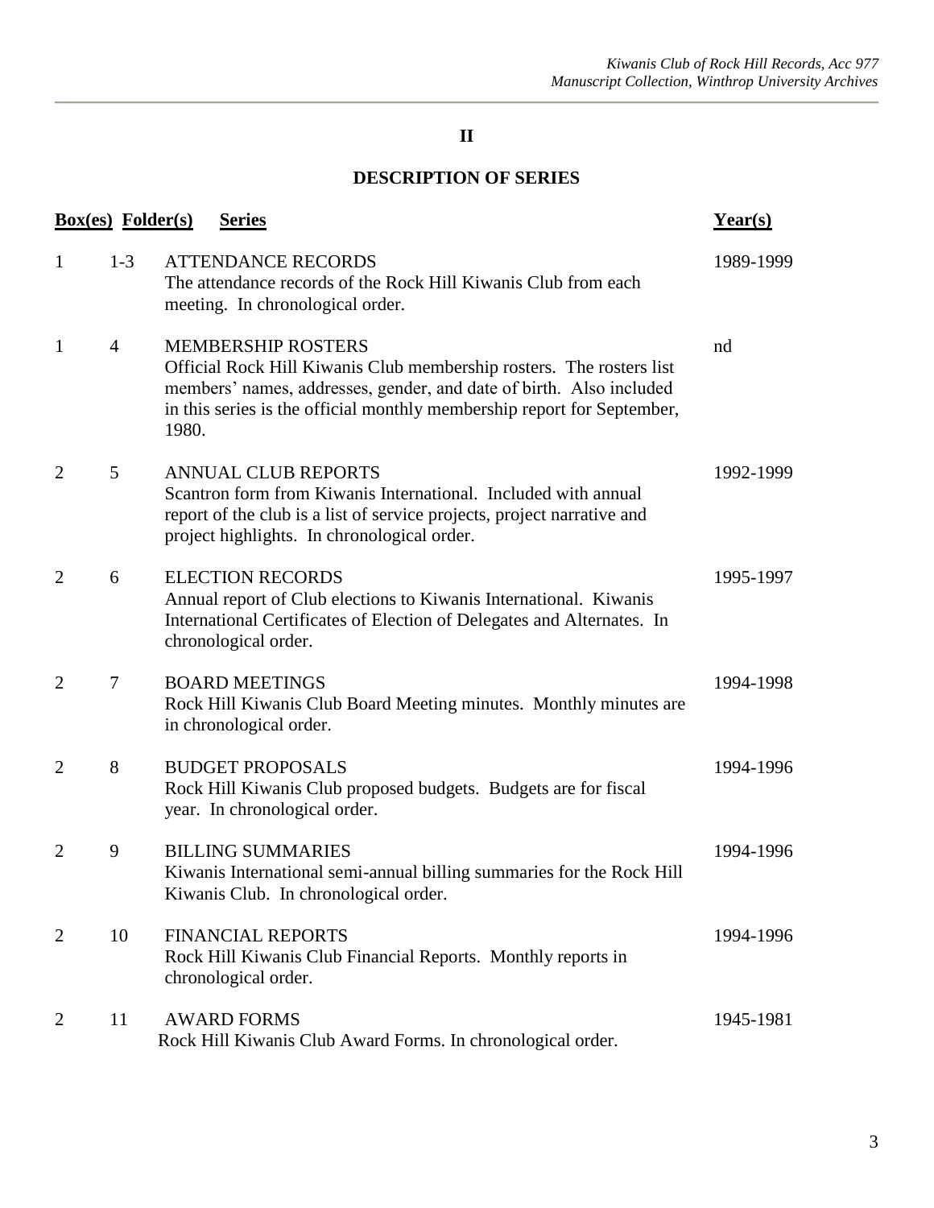## II

## DESCRIPTION OF SERIES

| Box(es) | Folder(s) | Series | Year(s) |
| --- | --- | --- | --- |
| 1 | 1-3 | ATTENDANCE RECORDS<br>The attendance records of the Rock Hill Kiwanis Club from each meeting. In chronological order. | 1989-1999 |
| 1 | 4 | MEMBERSHIP ROSTERS<br>Official Rock Hill Kiwanis Club membership rosters. The rosters list members' names, addresses, gender, and date of birth. Also included in this series is the official monthly membership report for September, 1980. | nd |
| 2 | 5 | ANNUAL CLUB REPORTS<br>Scantron form from Kiwanis International. Included with annual report of the club is a list of service projects, project narrative and project highlights. In chronological order. | 1992-1999 |
| 2 | 6 | ELECTION RECORDS<br>Annual report of Club elections to Kiwanis International. Kiwanis International Certificates of Election of Delegates and Alternates. In chronological order. | 1995-1997 |
| 2 | 7 | BOARD MEETINGS<br>Rock Hill Kiwanis Club Board Meeting minutes. Monthly minutes are in chronological order. | 1994-1998 |
| 2 | 8 | BUDGET PROPOSALS<br>Rock Hill Kiwanis Club proposed budgets. Budgets are for fiscal year. In chronological order. | 1994-1996 |
| 2 | 9 | BILLING SUMMARIES<br>Kiwanis International semi-annual billing summaries for the Rock Hill Kiwanis Club. In chronological order. | 1994-1996 |
| 2 | 10 | FINANCIAL REPORTS<br>Rock Hill Kiwanis Club Financial Reports. Monthly reports in chronological order. | 1994-1996 |
| 2 | 11 | AWARD FORMS<br>Rock Hill Kiwanis Club Award Forms. In chronological order. | 1945-1981 |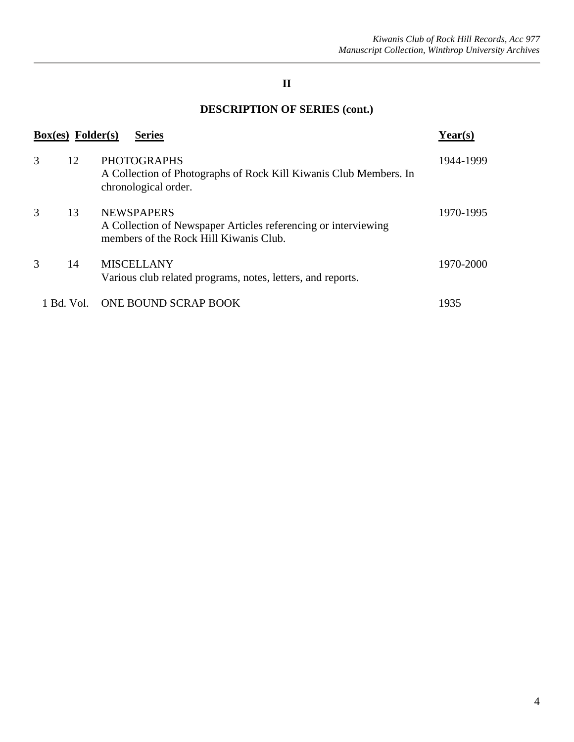## II

## DESCRIPTION OF SERIES (cont.)

| Box(es) | Folder(s) | Series | Year(s) |
|---|---|---|---|
| 3 | 12 | PHOTOGRAPHS<br>A Collection of Photographs of Rock Kill Kiwanis Club Members. In chronological order. | 1944-1999 |
| 3 | 13 | NEWSPAPERS<br>A Collection of Newspaper Articles referencing or interviewing members of the Rock Hill Kiwanis Club. | 1970-1995 |
| 3 | 14 | MISCELLANY<br>Various club related programs, notes, letters, and reports. | 1970-2000 |
| 1 Bd. Vol. | | ONE BOUND SCRAP BOOK | 1935 |